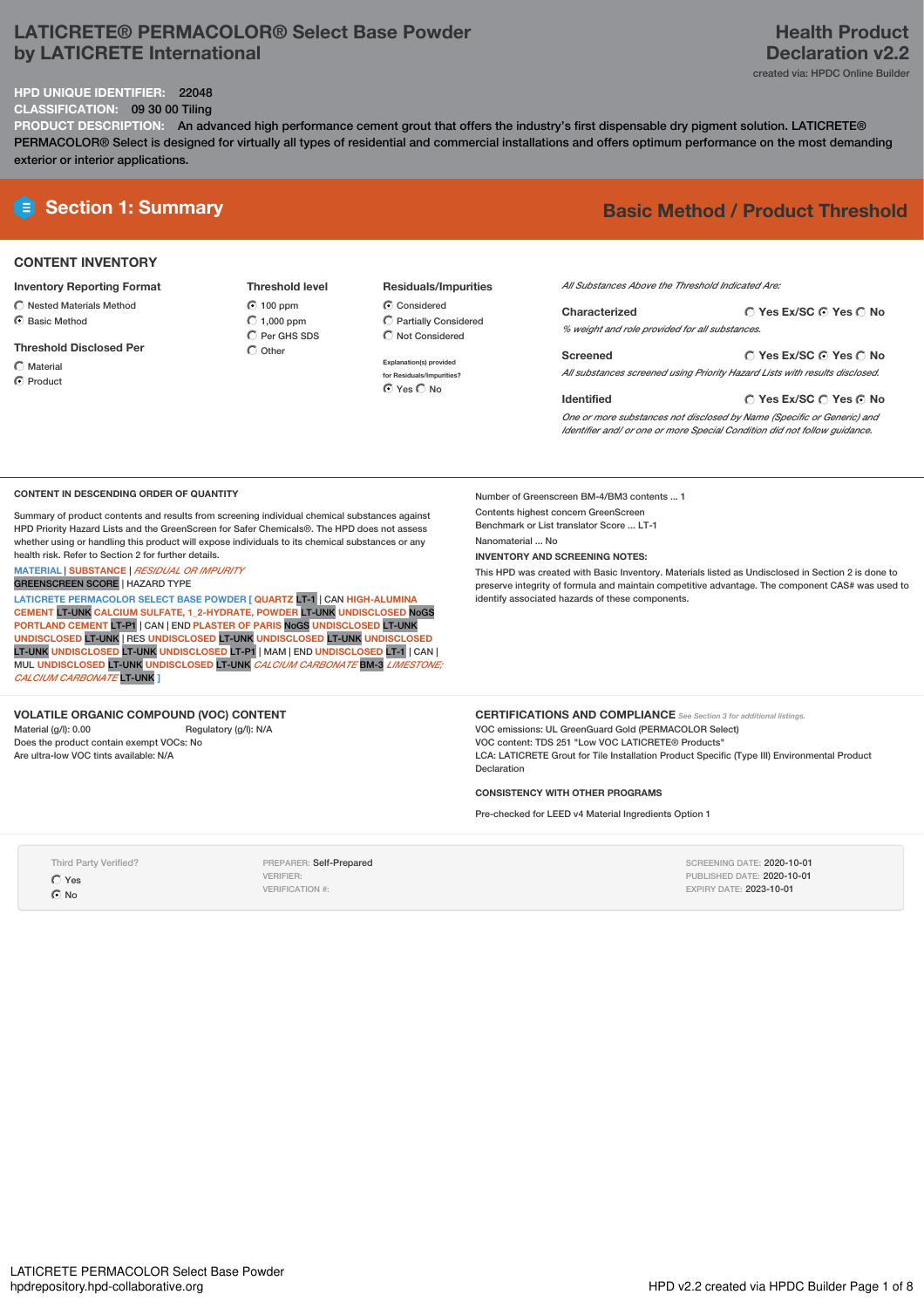# LATICRETE® PERMACOLOR® Select Base Powder by LATICRETE International

## Health Product Declaration v2.2

created via: HPDC Online Builder

**HPD UNIQUE IDENTIFIER:** 22048

**CLASSIFICATION:** 09 30 00 Tiling

**PRODUCT DESCRIPTION:** An advanced high performance cement grout that offers the industry's first dispensable dry pigment solution. LATICRETE® PERMACOLOR® Select is designed for virtually all types of residential and commercial installations and offers optimum performance on the most demanding exterior or interior applications.

## Section 1: Summary

**Basic Method / Product Threshold**

### CONTENT INVENTORY

**Inventory Reporting Format**
- ◯ Nested Materials Method
- ◉ Basic Method

**Threshold Disclosed Per**
- ◯ Material
- ◉ Product

**Threshold level**
- ◉ 100 ppm
- ◯ 1,000 ppm
- ◯ Per GHS SDS
- ◯ Other

**Residuals/Impurities**
- ◉ Considered
- ◯ Partially Considered
- ◯ Not Considered

Explanation(s) provided for Residuals/Impurities?
◉ Yes ◯ No

*All Substances Above the Threshold Indicated Are:*

**Characterized** ◯ Yes Ex/SC ◉ Yes ◯ No
*% weight and role provided for all substances.*

**Screened** ◯ Yes Ex/SC ◉ Yes ◯ No
*All substances screened using Priority Hazard Lists with results disclosed.*

**Identified** ◯ Yes Ex/SC ◯ Yes ◉ No
*One or more substances not disclosed by Name (Specific or Generic) and Identifier and/ or one or more Special Condition did not follow guidance.*

### CONTENT IN DESCENDING ORDER OF QUANTITY

Summary of product contents and results from screening individual chemical substances against HPD Priority Hazard Lists and the GreenScreen for Safer Chemicals®. The HPD does not assess whether using or handling this product will expose individuals to its chemical substances or any health risk. Refer to Section 2 for further details.

MATERIAL | SUBSTANCE | *RESIDUAL OR IMPURITY*
GREENSCREEN SCORE | HAZARD TYPE

LATICRETE PERMACOLOR SELECT BASE POWDER [ QUARTZ LT-1 | CAN HIGH-ALUMINA CEMENT LT-UNK CALCIUM SULFATE, 1_2-HYDRATE, POWDER LT-UNK UNDISCLOSED NoGS PORTLAND CEMENT LT-P1 | CAN | END PLASTER OF PARIS NoGS UNDISCLOSED LT-UNK UNDISCLOSED LT-UNK | RES UNDISCLOSED LT-UNK UNDISCLOSED LT-UNK UNDISCLOSED LT-UNK UNDISCLOSED LT-UNK UNDISCLOSED LT-P1 | MAM | END UNDISCLOSED LT-1 | CAN | MUL UNDISCLOSED LT-UNK UNDISCLOSED LT-UNK *CALCIUM CARBONATE* BM-3 *LIMESTONE; CALCIUM CARBONATE* LT-UNK ]

Number of Greenscreen BM-4/BM3 contents ... 1

Contents highest concern GreenScreen Benchmark or List translator Score ... LT-1

Nanomaterial ... No

**INVENTORY AND SCREENING NOTES:**

This HPD was created with Basic Inventory. Materials listed as Undisclosed in Section 2 is done to preserve integrity of formula and maintain competitive advantage. The component CAS# was used to identify associated hazards of these components.

### VOLATILE ORGANIC COMPOUND (VOC) CONTENT

Material (g/l): 0.00
Regulatory (g/l): N/A
Does the product contain exempt VOCs: No
Are ultra-low VOC tints available: N/A

### CERTIFICATIONS AND COMPLIANCE

*See Section 3 for additional listings.*

VOC emissions: UL GreenGuard Gold (PERMACOLOR Select)
VOC content: TDS 251 "Low VOC LATICRETE® Products"
LCA: LATICRETE Grout for Tile Installation Product Specific (Type III) Environmental Product Declaration

### CONSISTENCY WITH OTHER PROGRAMS

Pre-checked for LEED v4 Material Ingredients Option 1

Third Party Verified?
- ◯ Yes
- ◉ No

PREPARER: Self-Prepared
VERIFIER:
VERIFICATION #:

SCREENING DATE: 2020-10-01
PUBLISHED DATE: 2020-10-01
EXPIRY DATE: 2023-10-01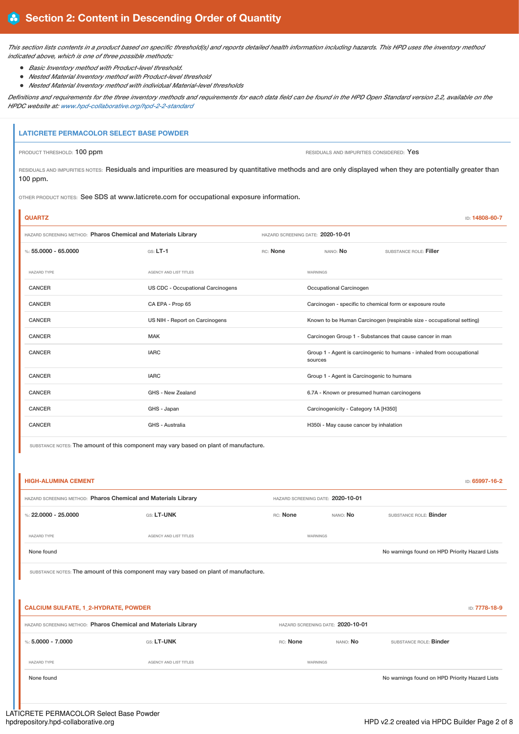## Section 2: Content in Descending Order of Quantity

*This section lists contents in a product based on specific threshold(s) and reports detailed health information including hazards. This HPD uses the inventory method indicated above, which is one of three possible methods:*

- *Basic Inventory method with Product-level threshold.*
- *Nested Material Inventory method with Product-level threshold*
- *Nested Material Inventory method with individual Material-level thresholds*

*Definitions and requirements for the three inventory methods and requirements for each data field can be found in the HPD Open Standard version 2.2, available on the HPDC website at: www.hpd-collaborative.org/hpd-2-2-standard*

### LATICRETE PERMACOLOR SELECT BASE POWDER

PRODUCT THRESHOLD: 100 ppm

RESIDUALS AND IMPURITIES CONSIDERED: Yes

RESIDUALS AND IMPURITIES NOTES: Residuals and impurities are measured by quantitative methods and are only displayed when they are potentially greater than 100 ppm.

OTHER PRODUCT NOTES: See SDS at www.laticrete.com for occupational exposure information.

#### QUARTZ

ID: 14808-60-7

HAZARD SCREENING METHOD: Pharos Chemical and Materials Library

HAZARD SCREENING DATE: 2020-10-01

%: 55.0000 - 65.0000 | GS: LT-1 | RC: None | NANO: No | SUBSTANCE ROLE: Filler

| HAZARD TYPE | AGENCY AND LIST TITLES | WARNINGS |
|---|---|---|
| CANCER | US CDC - Occupational Carcinogens | Occupational Carcinogen |
| CANCER | CA EPA - Prop 65 | Carcinogen - specific to chemical form or exposure route |
| CANCER | US NIH - Report on Carcinogens | Known to be Human Carcinogen (respirable size - occupational setting) |
| CANCER | MAK | Carcinogen Group 1 - Substances that cause cancer in man |
| CANCER | IARC | Group 1 - Agent is carcinogenic to humans - inhaled from occupational sources |
| CANCER | IARC | Group 1 - Agent is Carcinogenic to humans |
| CANCER | GHS - New Zealand | 6.7A - Known or presumed human carcinogens |
| CANCER | GHS - Japan | Carcinogenicity - Category 1A [H350] |
| CANCER | GHS - Australia | H350i - May cause cancer by inhalation |

SUBSTANCE NOTES: The amount of this component may vary based on plant of manufacture.

#### HIGH-ALUMINA CEMENT

ID: 65997-16-2

HAZARD SCREENING METHOD: Pharos Chemical and Materials Library

HAZARD SCREENING DATE: 2020-10-01

%: 22.0000 - 25.0000 | GS: LT-UNK | RC: None | NANO: No | SUBSTANCE ROLE: Binder

| HAZARD TYPE | AGENCY AND LIST TITLES | WARNINGS |
|---|---|---|
| None found | | No warnings found on HPD Priority Hazard Lists |

SUBSTANCE NOTES: The amount of this component may vary based on plant of manufacture.

#### CALCIUM SULFATE, 1_2-HYDRATE, POWDER

ID: 7778-18-9

HAZARD SCREENING METHOD: Pharos Chemical and Materials Library

HAZARD SCREENING DATE: 2020-10-01

%: 5.0000 - 7.0000 | GS: LT-UNK | RC: None | NANO: No | SUBSTANCE ROLE: Binder

| HAZARD TYPE | AGENCY AND LIST TITLES | WARNINGS |
|---|---|---|
| None found | | No warnings found on HPD Priority Hazard Lists |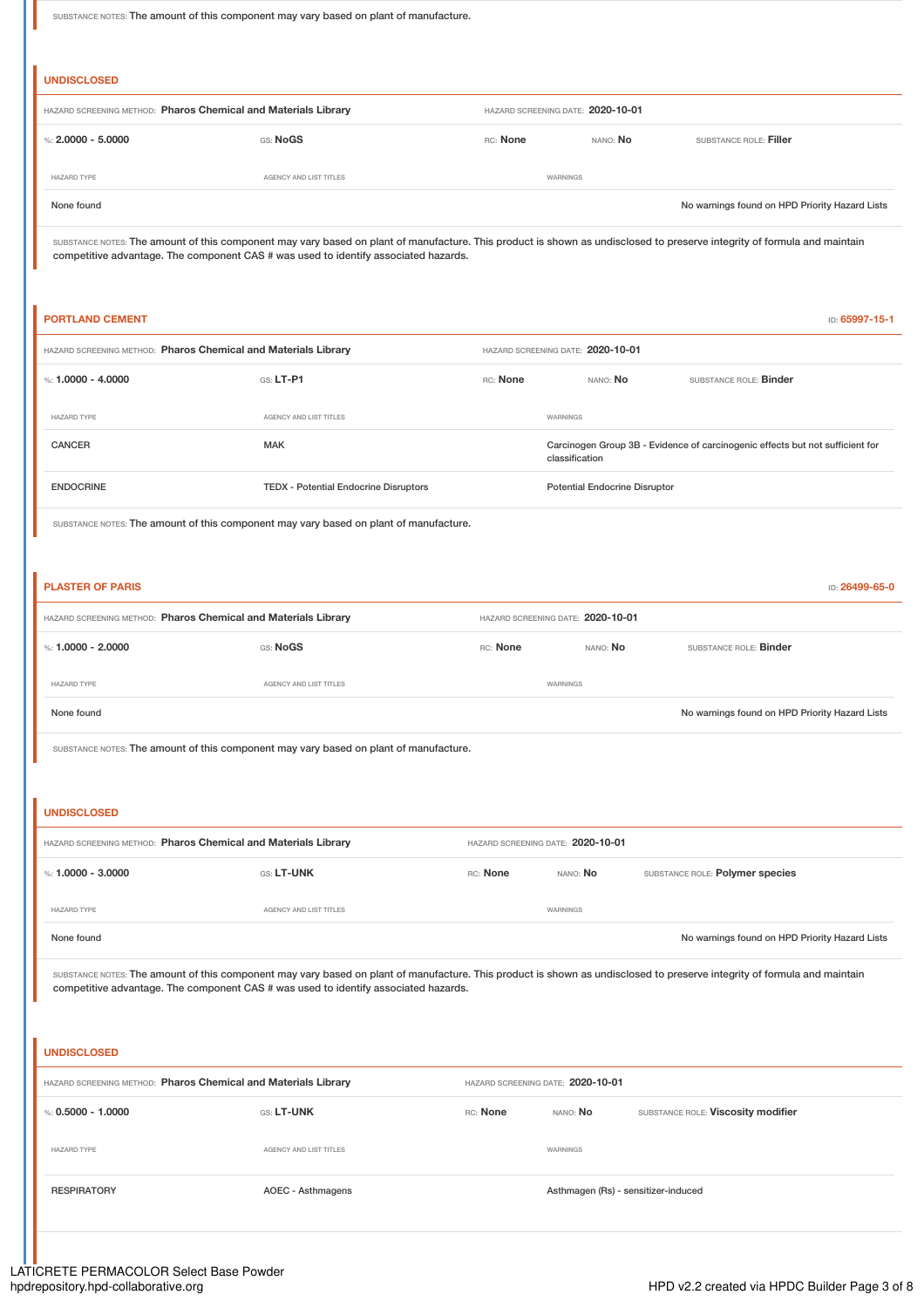SUBSTANCE NOTES: The amount of this component may vary based on plant of manufacture.

### UNDISCLOSED

HAZARD SCREENING METHOD: **Pharos Chemical and Materials Library** HAZARD SCREENING DATE: **2020-10-01**

%: **2.0000 - 5.0000** GS: **NoGS** RC: **None** NANO: **No** SUBSTANCE ROLE: **Filler**

| HAZARD TYPE | AGENCY AND LIST TITLES | WARNINGS |
|---|---|---|
| None found | | No warnings found on HPD Priority Hazard Lists |

SUBSTANCE NOTES: The amount of this component may vary based on plant of manufacture. This product is shown as undisclosed to preserve integrity of formula and maintain competitive advantage. The component CAS # was used to identify associated hazards.

### PORTLAND CEMENT

ID: 65997-15-1

HAZARD SCREENING METHOD: **Pharos Chemical and Materials Library** HAZARD SCREENING DATE: **2020-10-01**

%: **1.0000 - 4.0000** GS: **LT-P1** RC: **None** NANO: **No** SUBSTANCE ROLE: **Binder**

| HAZARD TYPE | AGENCY AND LIST TITLES | WARNINGS |
|---|---|---|
| CANCER | MAK | Carcinogen Group 3B - Evidence of carcinogenic effects but not sufficient for classification |
| ENDOCRINE | TEDX - Potential Endocrine Disruptors | Potential Endocrine Disruptor |

SUBSTANCE NOTES: The amount of this component may vary based on plant of manufacture.

### PLASTER OF PARIS

ID: 26499-65-0

HAZARD SCREENING METHOD: **Pharos Chemical and Materials Library** HAZARD SCREENING DATE: **2020-10-01**

%: **1.0000 - 2.0000** GS: **NoGS** RC: **None** NANO: **No** SUBSTANCE ROLE: **Binder**

| HAZARD TYPE | AGENCY AND LIST TITLES | WARNINGS |
|---|---|---|
| None found | | No warnings found on HPD Priority Hazard Lists |

SUBSTANCE NOTES: The amount of this component may vary based on plant of manufacture.

### UNDISCLOSED

HAZARD SCREENING METHOD: **Pharos Chemical and Materials Library** HAZARD SCREENING DATE: **2020-10-01**

%: **1.0000 - 3.0000** GS: **LT-UNK** RC: **None** NANO: **No** SUBSTANCE ROLE: **Polymer species**

| HAZARD TYPE | AGENCY AND LIST TITLES | WARNINGS |
|---|---|---|
| None found | | No warnings found on HPD Priority Hazard Lists |

SUBSTANCE NOTES: The amount of this component may vary based on plant of manufacture. This product is shown as undisclosed to preserve integrity of formula and maintain competitive advantage. The component CAS # was used to identify associated hazards.

### UNDISCLOSED

HAZARD SCREENING METHOD: **Pharos Chemical and Materials Library** HAZARD SCREENING DATE: **2020-10-01**

%: **0.5000 - 1.0000** GS: **LT-UNK** RC: **None** NANO: **No** SUBSTANCE ROLE: **Viscosity modifier**

| HAZARD TYPE | AGENCY AND LIST TITLES | WARNINGS |
|---|---|---|
| RESPIRATORY | AOEC - Asthmagens | Asthmagen (Rs) - sensitizer-induced |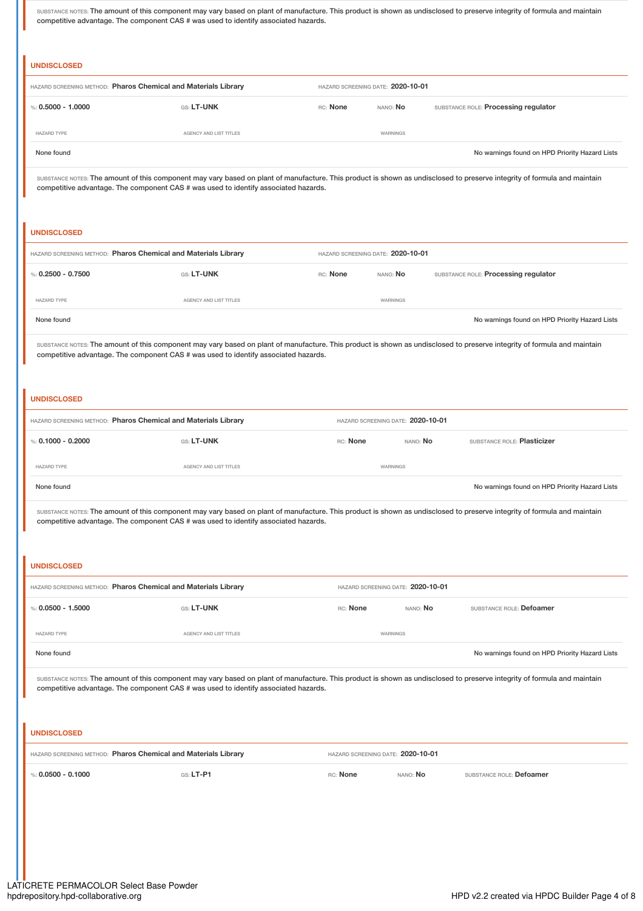SUBSTANCE NOTES: The amount of this component may vary based on plant of manufacture. This product is shown as undisclosed to preserve integrity of formula and maintain competitive advantage. The component CAS # was used to identify associated hazards.

### UNDISCLOSED

HAZARD SCREENING METHOD: **Pharos Chemical and Materials Library** HAZARD SCREENING DATE: **2020-10-01**

%: **0.5000 - 1.0000** GS: **LT-UNK** RC: **None** NANO: **No** SUBSTANCE ROLE: **Processing regulator**

| HAZARD TYPE | AGENCY AND LIST TITLES | WARNINGS |
|---|---|---|
| None found | | No warnings found on HPD Priority Hazard Lists |

SUBSTANCE NOTES: The amount of this component may vary based on plant of manufacture. This product is shown as undisclosed to preserve integrity of formula and maintain competitive advantage. The component CAS # was used to identify associated hazards.

### UNDISCLOSED

HAZARD SCREENING METHOD: **Pharos Chemical and Materials Library** HAZARD SCREENING DATE: **2020-10-01**

%: **0.2500 - 0.7500** GS: **LT-UNK** RC: **None** NANO: **No** SUBSTANCE ROLE: **Processing regulator**

| HAZARD TYPE | AGENCY AND LIST TITLES | WARNINGS |
|---|---|---|
| None found | | No warnings found on HPD Priority Hazard Lists |

SUBSTANCE NOTES: The amount of this component may vary based on plant of manufacture. This product is shown as undisclosed to preserve integrity of formula and maintain competitive advantage. The component CAS # was used to identify associated hazards.

### UNDISCLOSED

HAZARD SCREENING METHOD: **Pharos Chemical and Materials Library** HAZARD SCREENING DATE: **2020-10-01**

%: **0.1000 - 0.2000** GS: **LT-UNK** RC: **None** NANO: **No** SUBSTANCE ROLE: **Plasticizer**

| HAZARD TYPE | AGENCY AND LIST TITLES | WARNINGS |
|---|---|---|
| None found | | No warnings found on HPD Priority Hazard Lists |

SUBSTANCE NOTES: The amount of this component may vary based on plant of manufacture. This product is shown as undisclosed to preserve integrity of formula and maintain competitive advantage. The component CAS # was used to identify associated hazards.

### UNDISCLOSED

HAZARD SCREENING METHOD: **Pharos Chemical and Materials Library** HAZARD SCREENING DATE: **2020-10-01**

%: **0.0500 - 1.5000** GS: **LT-UNK** RC: **None** NANO: **No** SUBSTANCE ROLE: **Defoamer**

| HAZARD TYPE | AGENCY AND LIST TITLES | WARNINGS |
|---|---|---|
| None found | | No warnings found on HPD Priority Hazard Lists |

SUBSTANCE NOTES: The amount of this component may vary based on plant of manufacture. This product is shown as undisclosed to preserve integrity of formula and maintain competitive advantage. The component CAS # was used to identify associated hazards.

### UNDISCLOSED

HAZARD SCREENING METHOD: **Pharos Chemical and Materials Library** HAZARD SCREENING DATE: **2020-10-01**

%: **0.0500 - 0.1000** GS: **LT-P1** RC: **None** NANO: **No** SUBSTANCE ROLE: **Defoamer**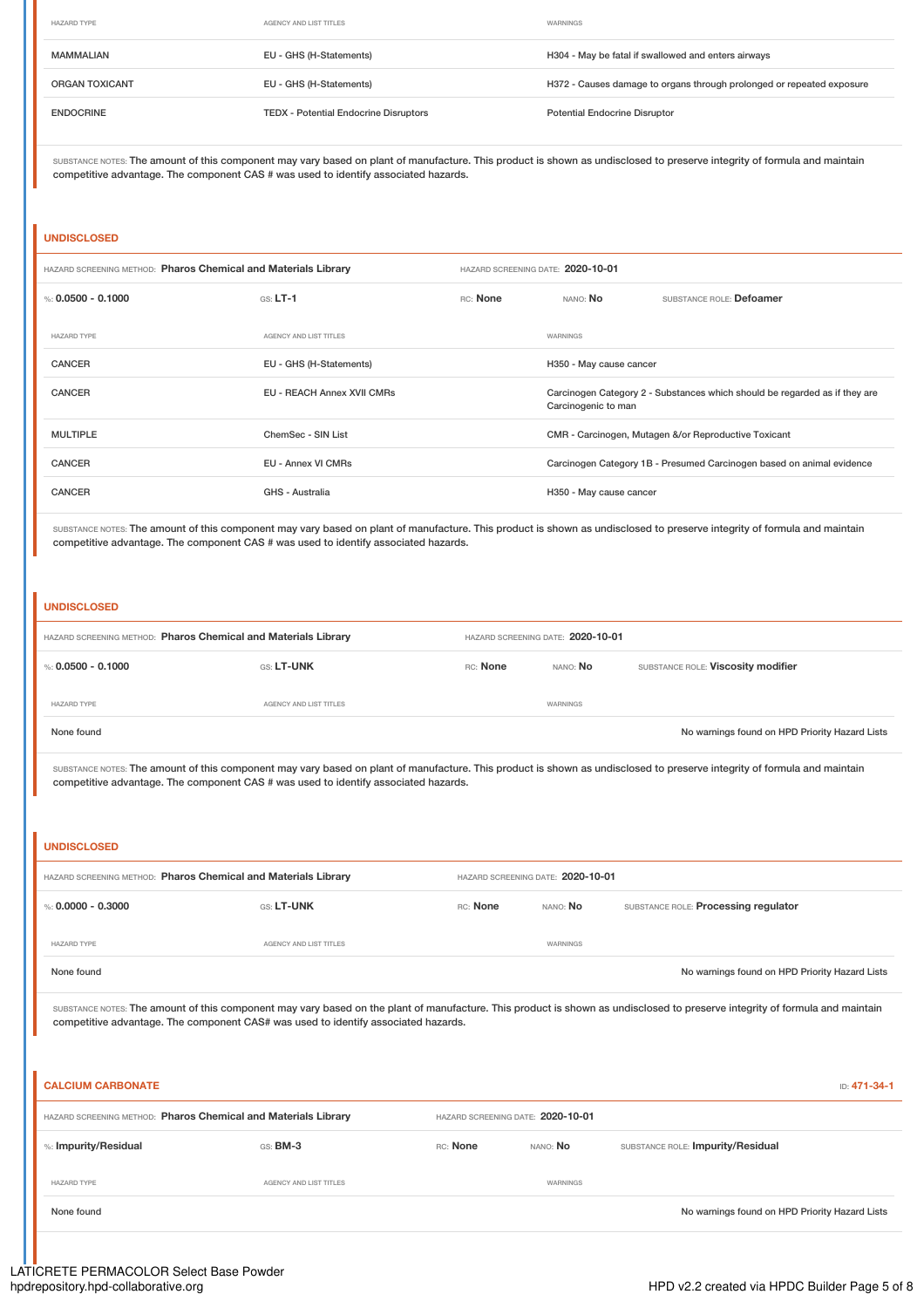| HAZARD TYPE | AGENCY AND LIST TITLES | WARNINGS |
| --- | --- | --- |
| MAMMALIAN | EU - GHS (H-Statements) | H304 - May be fatal if swallowed and enters airways |
| ORGAN TOXICANT | EU - GHS (H-Statements) | H372 - Causes damage to organs through prolonged or repeated exposure |
| ENDOCRINE | TEDX - Potential Endocrine Disruptors | Potential Endocrine Disruptor |

SUBSTANCE NOTES: The amount of this component may vary based on plant of manufacture. This product is shown as undisclosed to preserve integrity of formula and maintain competitive advantage. The component CAS # was used to identify associated hazards.

## UNDISCLOSED

HAZARD SCREENING METHOD: **Pharos Chemical and Materials Library** HAZARD SCREENING DATE: **2020-10-01**

%: **0.0500 - 0.1000** GS: **LT-1** RC: **None** NANO: **No** SUBSTANCE ROLE: **Defoamer**

| HAZARD TYPE | AGENCY AND LIST TITLES | WARNINGS |
| --- | --- | --- |
| CANCER | EU - GHS (H-Statements) | H350 - May cause cancer |
| CANCER | EU - REACH Annex XVII CMRs | Carcinogen Category 2 - Substances which should be regarded as if they are Carcinogenic to man |
| MULTIPLE | ChemSec - SIN List | CMR - Carcinogen, Mutagen &/or Reproductive Toxicant |
| CANCER | EU - Annex VI CMRs | Carcinogen Category 1B - Presumed Carcinogen based on animal evidence |
| CANCER | GHS - Australia | H350 - May cause cancer |

SUBSTANCE NOTES: The amount of this component may vary based on plant of manufacture. This product is shown as undisclosed to preserve integrity of formula and maintain competitive advantage. The component CAS # was used to identify associated hazards.

## UNDISCLOSED

HAZARD SCREENING METHOD: **Pharos Chemical and Materials Library** HAZARD SCREENING DATE: **2020-10-01**

%: **0.0500 - 0.1000** GS: **LT-UNK** RC: **None** NANO: **No** SUBSTANCE ROLE: **Viscosity modifier**

| HAZARD TYPE | AGENCY AND LIST TITLES | WARNINGS |
| --- | --- | --- |
| None found | | No warnings found on HPD Priority Hazard Lists |

SUBSTANCE NOTES: The amount of this component may vary based on plant of manufacture. This product is shown as undisclosed to preserve integrity of formula and maintain competitive advantage. The component CAS # was used to identify associated hazards.

## UNDISCLOSED

HAZARD SCREENING METHOD: **Pharos Chemical and Materials Library** HAZARD SCREENING DATE: **2020-10-01**

%: **0.0000 - 0.3000** GS: **LT-UNK** RC: **None** NANO: **No** SUBSTANCE ROLE: **Processing regulator**

| HAZARD TYPE | AGENCY AND LIST TITLES | WARNINGS |
| --- | --- | --- |
| None found | | No warnings found on HPD Priority Hazard Lists |

SUBSTANCE NOTES: The amount of this component may vary based on the plant of manufacture. This product is shown as undisclosed to preserve integrity of formula and maintain competitive advantage. The component CAS# was used to identify associated hazards.

## CALCIUM CARBONATE

ID: **471-34-1**

HAZARD SCREENING METHOD: **Pharos Chemical and Materials Library** HAZARD SCREENING DATE: **2020-10-01**

%: **Impurity/Residual** GS: **BM-3** RC: **None** NANO: **No** SUBSTANCE ROLE: **Impurity/Residual**

| HAZARD TYPE | AGENCY AND LIST TITLES | WARNINGS |
| --- | --- | --- |
| None found | | No warnings found on HPD Priority Hazard Lists |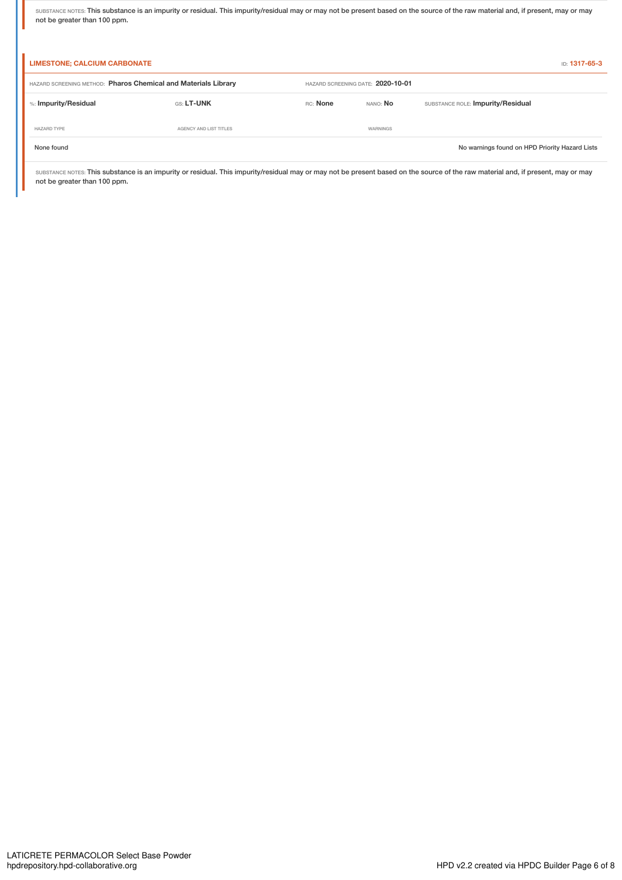SUBSTANCE NOTES: This substance is an impurity or residual. This impurity/residual may or may not be present based on the source of the raw material and, if present, may or may not be greater than 100 ppm.

### LIMESTONE; CALCIUM CARBONATE

ID: **1317-65-3**

HAZARD SCREENING METHOD: **Pharos Chemical and Materials Library** HAZARD SCREENING DATE: **2020-10-01**

%: **Impurity/Residual** GS: **LT-UNK** RC: **None** NANO: **No** SUBSTANCE ROLE: **Impurity/Residual**

| HAZARD TYPE | AGENCY AND LIST TITLES | WARNINGS |
|---|---|---|
| None found | | No warnings found on HPD Priority Hazard Lists |

SUBSTANCE NOTES: This substance is an impurity or residual. This impurity/residual may or may not be present based on the source of the raw material and, if present, may or may not be greater than 100 ppm.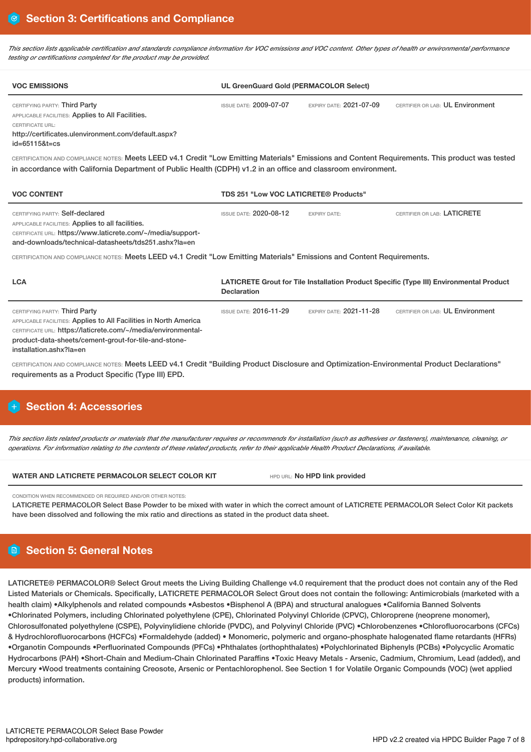## Section 3: Certifications and Compliance

*This section lists applicable certification and standards compliance information for VOC emissions and VOC content. Other types of health or environmental performance testing or certifications completed for the product may be provided.*

| VOC EMISSIONS | UL GreenGuard Gold (PERMACOLOR Select) | | |
|---|---|---|---|
| CERTIFYING PARTY: Third Party<br>APPLICABLE FACILITIES: Applies to All Facilities.<br>CERTIFICATE URL:<br>http://certificates.ulenvironment.com/default.aspx?id=65115&t=cs | ISSUE DATE: 2009-07-07 | EXPIRY DATE: 2021-07-09 | CERTIFIER OR LAB: UL Environment |

CERTIFICATION AND COMPLIANCE NOTES: Meets LEED v4.1 Credit "Low Emitting Materials" Emissions and Content Requirements. This product was tested in accordance with California Department of Public Health (CDPH) v1.2 in an office and classroom environment.

| VOC CONTENT | TDS 251 "Low VOC LATICRETE® Products" | | |
|---|---|---|---|
| CERTIFYING PARTY: Self-declared<br>APPLICABLE FACILITIES: Applies to all facilities.<br>CERTIFICATE URL: https://www.laticrete.com/~/media/support-and-downloads/technical-datasheets/tds251.ashx?la=en | ISSUE DATE: 2020-08-12 | EXPIRY DATE: | CERTIFIER OR LAB: LATICRETE |

CERTIFICATION AND COMPLIANCE NOTES: Meets LEED v4.1 Credit "Low Emitting Materials" Emissions and Content Requirements.

| LCA | LATICRETE Grout for Tile Installation Product Specific (Type III) Environmental Product Declaration | | |
|---|---|---|---|
| CERTIFYING PARTY: Third Party<br>APPLICABLE FACILITIES: Applies to All Facilities in North America<br>CERTIFICATE URL: https://laticrete.com/~/media/environmental-product-data-sheets/cement-grout-for-tile-and-stone-installation.ashx?la=en | ISSUE DATE: 2016-11-29 | EXPIRY DATE: 2021-11-28 | CERTIFIER OR LAB: UL Environment |

CERTIFICATION AND COMPLIANCE NOTES: Meets LEED v4.1 Credit "Building Product Disclosure and Optimization-Environmental Product Declarations" requirements as a Product Specific (Type III) EPD.

## Section 4: Accessories

*This section lists related products or materials that the manufacturer requires or recommends for installation (such as adhesives or fasteners), maintenance, cleaning, or operations. For information relating to the contents of these related products, refer to their applicable Health Product Declarations, if available.*

| WATER AND LATICRETE PERMACOLOR SELECT COLOR KIT | HPD URL: No HPD link provided |
|---|---|

CONDITION WHEN RECOMMENDED OR REQUIRED AND/OR OTHER NOTES:
LATICRETE PERMACOLOR Select Base Powder to be mixed with water in which the correct amount of LATICRETE PERMACOLOR Select Color Kit packets have been dissolved and following the mix ratio and directions as stated in the product data sheet.

## Section 5: General Notes

LATICRETE® PERMACOLOR® Select Grout meets the Living Building Challenge v4.0 requirement that the product does not contain any of the Red Listed Materials or Chemicals. Specifically, LATICRETE PERMACOLOR Select Grout does not contain the following: Antimicrobials (marketed with a health claim) •Alkylphenols and related compounds •Asbestos •Bisphenol A (BPA) and structural analogues •California Banned Solvents •Chlorinated Polymers, including Chlorinated polyethylene (CPE), Chlorinated Polyvinyl Chloride (CPVC), Chloroprene (neoprene monomer), Chlorosulfonated polyethylene (CSPE), Polyvinylidiene chloride (PVDC), and Polyvinyl Chloride (PVC) •Chlorobenzenes •Chlorofluorocarbons (CFCs) & Hydrochlorofluorocarbons (HCFCs) •Formaldehyde (added) • Monomeric, polymeric and organo-phosphate halogenated flame retardants (HFRs) •Organotin Compounds •Perfluorinated Compounds (PFCs) •Phthalates (orthophthalates) •Polychlorinated Biphenyls (PCBs) •Polycyclic Aromatic Hydrocarbons (PAH) •Short-Chain and Medium-Chain Chlorinated Paraffins •Toxic Heavy Metals - Arsenic, Cadmium, Chromium, Lead (added), and Mercury •Wood treatments containing Creosote, Arsenic or Pentachlorophenol. See Section 1 for Volatile Organic Compounds (VOC) (wet applied products) information.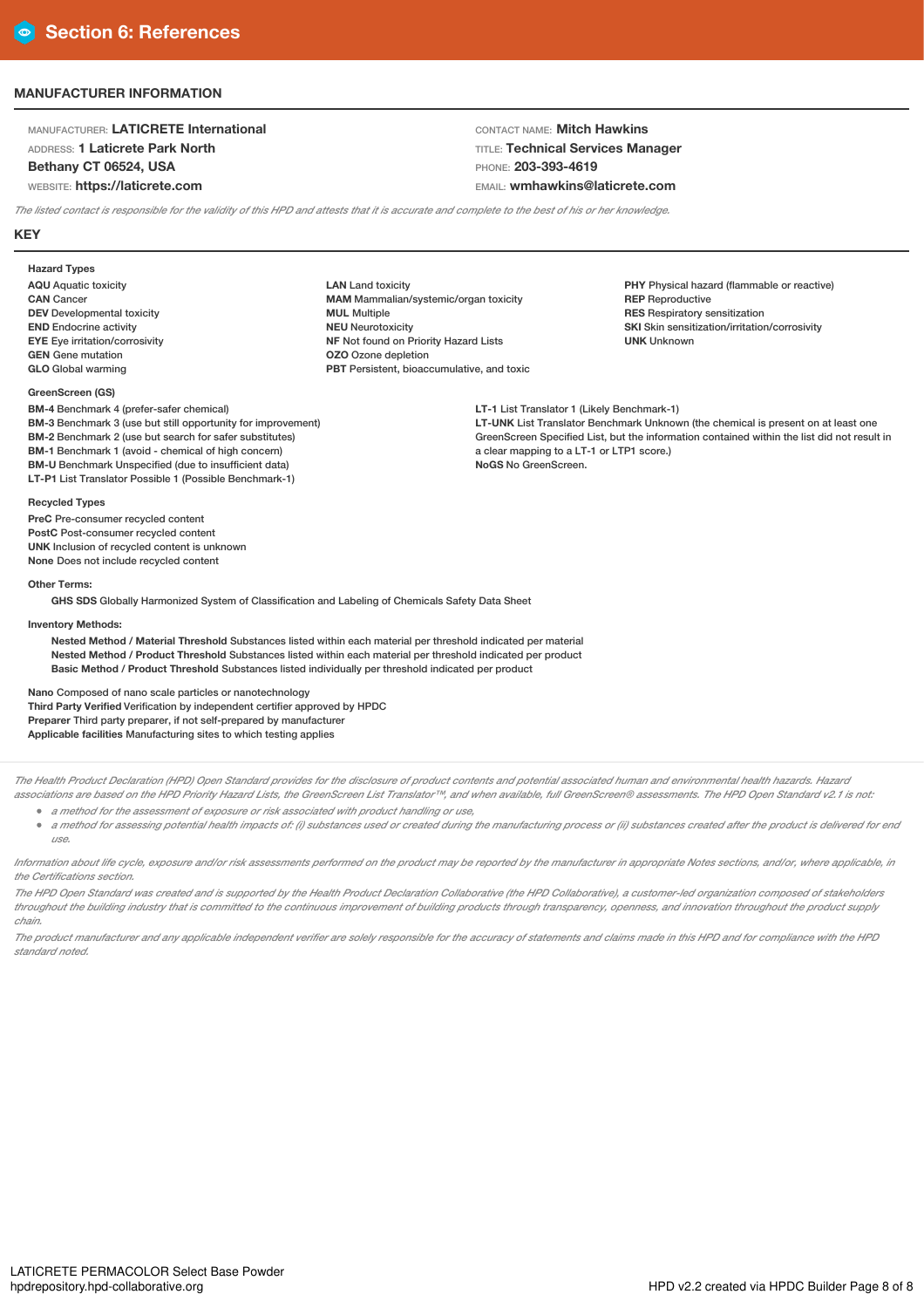# Section 6: References

## MANUFACTURER INFORMATION

MANUFACTURER: **LATICRETE International**
ADDRESS: **1 Laticrete Park North**
**Bethany CT 06524, USA**
WEBSITE: **https://laticrete.com**

CONTACT NAME: **Mitch Hawkins**
TITLE: **Technical Services Manager**
PHONE: **203-393-4619**
EMAIL: **wmhawkins@laticrete.com**

*The listed contact is responsible for the validity of this HPD and attests that it is accurate and complete to the best of his or her knowledge.*

## KEY

**Hazard Types**

**AQU** Aquatic toxicity
**CAN** Cancer
**DEV** Developmental toxicity
**END** Endocrine activity
**EYE** Eye irritation/corrosivity
**GEN** Gene mutation
**GLO** Global warming
**LAN** Land toxicity
**MAM** Mammalian/systemic/organ toxicity
**MUL** Multiple
**NEU** Neurotoxicity
**NF** Not found on Priority Hazard Lists
**OZO** Ozone depletion
**PBT** Persistent, bioaccumulative, and toxic
**PHY** Physical hazard (flammable or reactive)
**REP** Reproductive
**RES** Respiratory sensitization
**SKI** Skin sensitization/irritation/corrosivity
**UNK** Unknown

**GreenScreen (GS)**

**BM-4** Benchmark 4 (prefer-safer chemical)
**BM-3** Benchmark 3 (use but still opportunity for improvement)
**BM-2** Benchmark 2 (use but search for safer substitutes)
**BM-1** Benchmark 1 (avoid - chemical of high concern)
**BM-U** Benchmark Unspecified (due to insufficient data)
**LT-P1** List Translator Possible 1 (Possible Benchmark-1)
**LT-1** List Translator 1 (Likely Benchmark-1)
**LT-UNK** List Translator Benchmark Unknown (the chemical is present on at least one GreenScreen Specified List, but the information contained within the list did not result in a clear mapping to a LT-1 or LTP1 score.)
**NoGS** No GreenScreen.

**Recycled Types**

**PreC** Pre-consumer recycled content
**PostC** Post-consumer recycled content
**UNK** Inclusion of recycled content is unknown
**None** Does not include recycled content

**Other Terms:**

**GHS SDS** Globally Harmonized System of Classification and Labeling of Chemicals Safety Data Sheet

**Inventory Methods:**

**Nested Method / Material Threshold** Substances listed within each material per threshold indicated per material
**Nested Method / Product Threshold** Substances listed within each material per threshold indicated per product
**Basic Method / Product Threshold** Substances listed individually per threshold indicated per product

**Nano** Composed of nano scale particles or nanotechnology
**Third Party Verified** Verification by independent certifier approved by HPDC
**Preparer** Third party preparer, if not self-prepared by manufacturer
**Applicable facilities** Manufacturing sites to which testing applies

*The Health Product Declaration (HPD) Open Standard provides for the disclosure of product contents and potential associated human and environmental health hazards. Hazard associations are based on the HPD Priority Hazard Lists, the GreenScreen List Translator™, and when available, full GreenScreen® assessments. The HPD Open Standard v2.1 is not:*

- *a method for the assessment of exposure or risk associated with product handling or use,*
- *a method for assessing potential health impacts of: (i) substances used or created during the manufacturing process or (ii) substances created after the product is delivered for end use.*

*Information about life cycle, exposure and/or risk assessments performed on the product may be reported by the manufacturer in appropriate Notes sections, and/or, where applicable, in the Certifications section.*

*The HPD Open Standard was created and is supported by the Health Product Declaration Collaborative (the HPD Collaborative), a customer-led organization composed of stakeholders throughout the building industry that is committed to the continuous improvement of building products through transparency, openness, and innovation throughout the product supply chain.*

*The product manufacturer and any applicable independent verifier are solely responsible for the accuracy of statements and claims made in this HPD and for compliance with the HPD standard noted.*